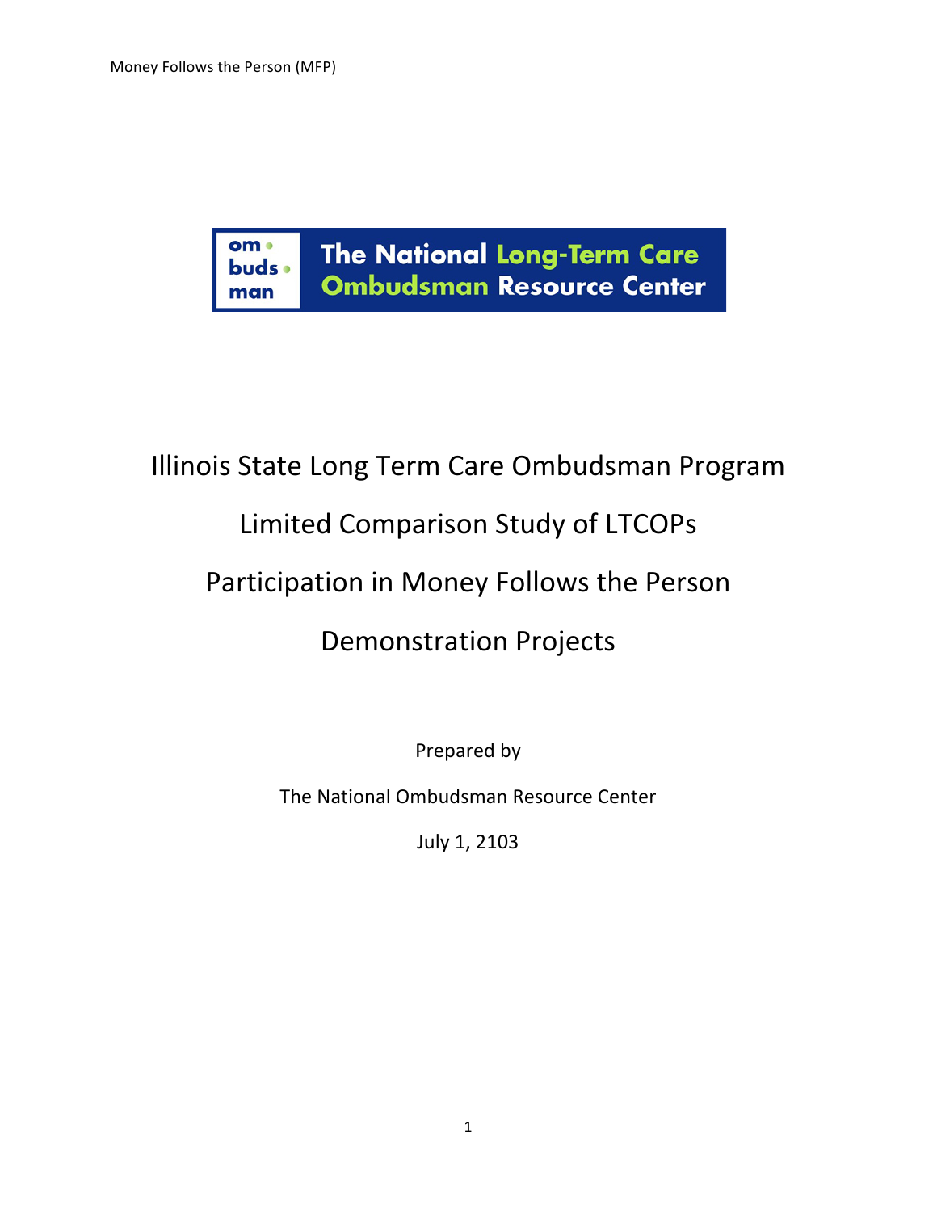The National Long-Term Care Ombudsman Resource Center

# Illinois State Long Term Care Ombudsman Program

# Limited Comparison Study of LTCOPs

# Participation in Money Follows the Person

# Demonstration Projects

Prepared by

The National Ombudsman Resource Center

July 1, 2103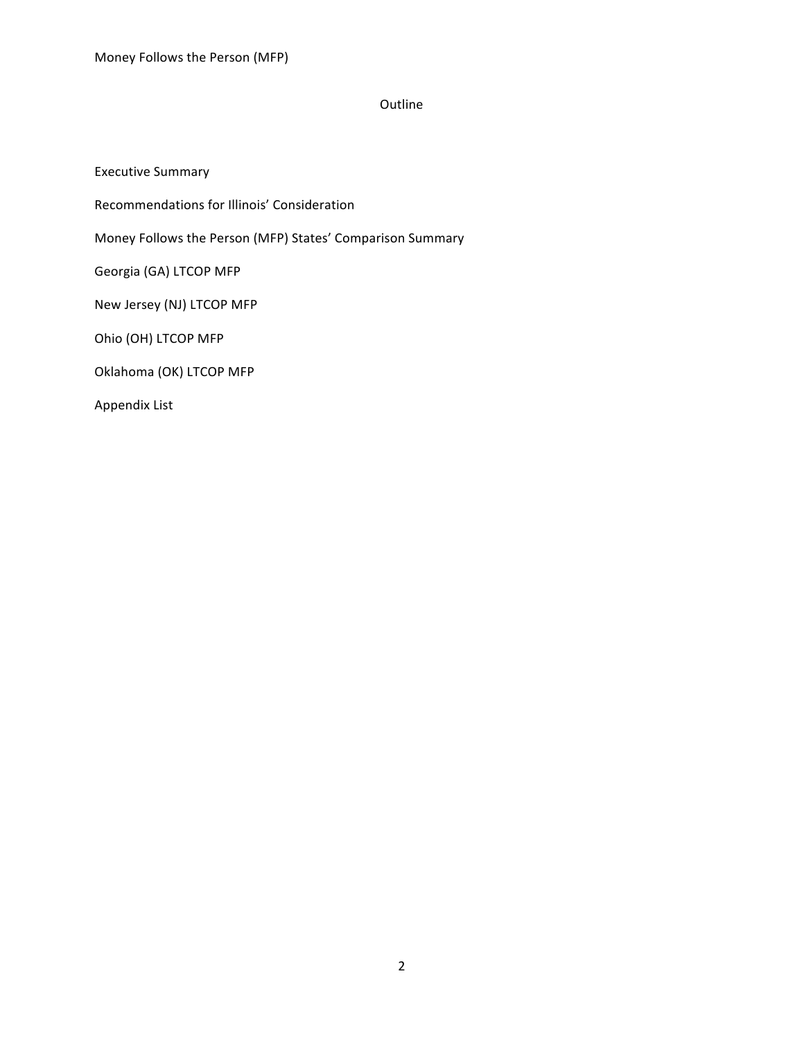Money Follows the Person (MFP)

# Outline

Executive Summary

Recommendations for Illinois' Consideration

Money Follows the Person (MFP) States' Comparison Summary

Georgia (GA) LTCOP MFP

New Jersey (NJ) LTCOP MFP

Ohio (OH) LTCOP MFP

Oklahoma (OK) LTCOP MFP

Appendix List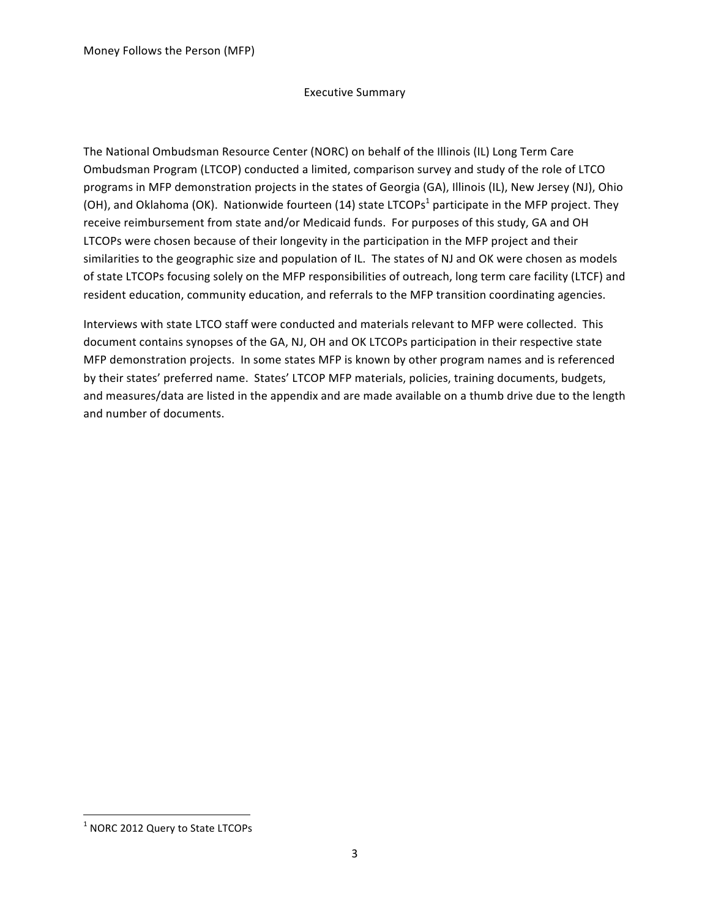## Executive Summary

The National Ombudsman Resource Center (NORC) on behalf of the Illinois (IL) Long Term Care Ombudsman Program (LTCOP) conducted a limited, comparison survey and study of the role of LTCO programs in MFP demonstration projects in the states of Georgia (GA), Illinois (IL), New Jersey (NJ), Ohio (OH), and Oklahoma (OK). Nationwide fourteen (14) state LTCOPs[1] participate in the MFP project. They receive reimbursement from state and/or Medicaid funds. For purposes of this study, GA and OH LTCOPs were chosen because of their longevity in the participation in the MFP project and their similarities to the geographic size and population of IL. The states of NJ and OK were chosen as models of state LTCOPs focusing solely on the MFP responsibilities of outreach, long term care facility (LTCF) and resident education, community education, and referrals to the MFP transition coordinating agencies.

Interviews with state LTCO staff were conducted and materials relevant to MFP were collected. This document contains synopses of the GA, NJ, OH and OK LTCOPs participation in their respective state MFP demonstration projects. In some states MFP is known by other program names and is referenced by their states' preferred name. States' LTCOP MFP materials, policies, training documents, budgets, and measures/data are listed in the appendix and are made available on a thumb drive due to the length and number of documents.

---

[1] NORC 2012 Query to State LTCOPs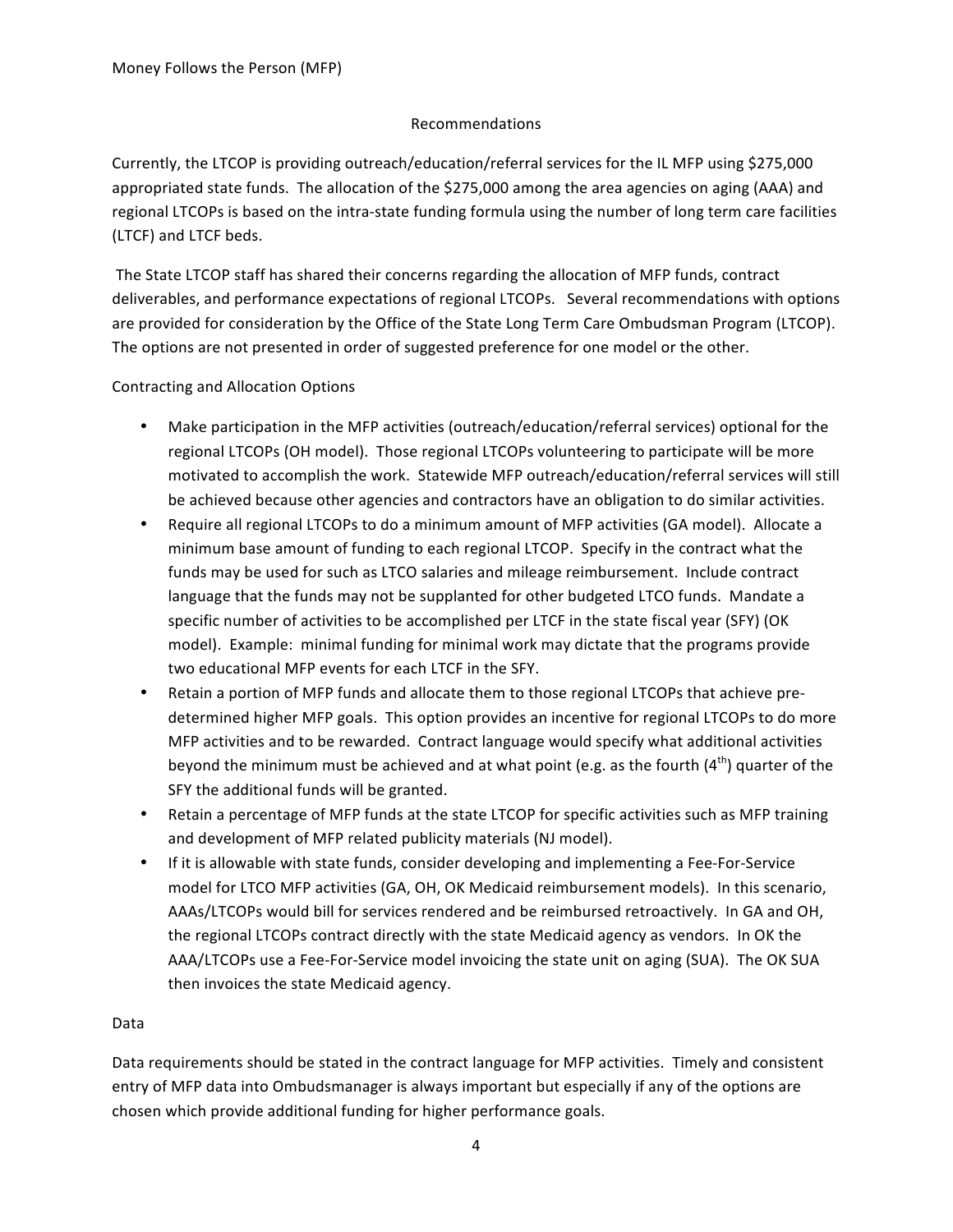## Recommendations

Currently, the LTCOP is providing outreach/education/referral services for the IL MFP using $275,000 appropriated state funds. The allocation of the $275,000 among the area agencies on aging (AAA) and regional LTCOPs is based on the intra-state funding formula using the number of long term care facilities (LTCF) and LTCF beds.

The State LTCOP staff has shared their concerns regarding the allocation of MFP funds, contract deliverables, and performance expectations of regional LTCOPs. Several recommendations with options are provided for consideration by the Office of the State Long Term Care Ombudsman Program (LTCOP). The options are not presented in order of suggested preference for one model or the other.

### Contracting and Allocation Options

- Make participation in the MFP activities (outreach/education/referral services) optional for the regional LTCOPs (OH model). Those regional LTCOPs volunteering to participate will be more motivated to accomplish the work. Statewide MFP outreach/education/referral services will still be achieved because other agencies and contractors have an obligation to do similar activities.
- Require all regional LTCOPs to do a minimum amount of MFP activities (GA model). Allocate a minimum base amount of funding to each regional LTCOP. Specify in the contract what the funds may be used for such as LTCO salaries and mileage reimbursement. Include contract language that the funds may not be supplanted for other budgeted LTCO funds. Mandate a specific number of activities to be accomplished per LTCF in the state fiscal year (SFY) (OK model). Example: minimal funding for minimal work may dictate that the programs provide two educational MFP events for each LTCF in the SFY.
- Retain a portion of MFP funds and allocate them to those regional LTCOPs that achieve pre-determined higher MFP goals. This option provides an incentive for regional LTCOPs to do more MFP activities and to be rewarded. Contract language would specify what additional activities beyond the minimum must be achieved and at what point (e.g. as the fourth (4th) quarter of the SFY the additional funds will be granted.
- Retain a percentage of MFP funds at the state LTCOP for specific activities such as MFP training and development of MFP related publicity materials (NJ model).
- If it is allowable with state funds, consider developing and implementing a Fee-For-Service model for LTCO MFP activities (GA, OH, OK Medicaid reimbursement models). In this scenario, AAAs/LTCOPs would bill for services rendered and be reimbursed retroactively. In GA and OH, the regional LTCOPs contract directly with the state Medicaid agency as vendors. In OK the AAA/LTCOPs use a Fee-For-Service model invoicing the state unit on aging (SUA). The OK SUA then invoices the state Medicaid agency.

### Data

Data requirements should be stated in the contract language for MFP activities. Timely and consistent entry of MFP data into Ombudsmanager is always important but especially if any of the options are chosen which provide additional funding for higher performance goals.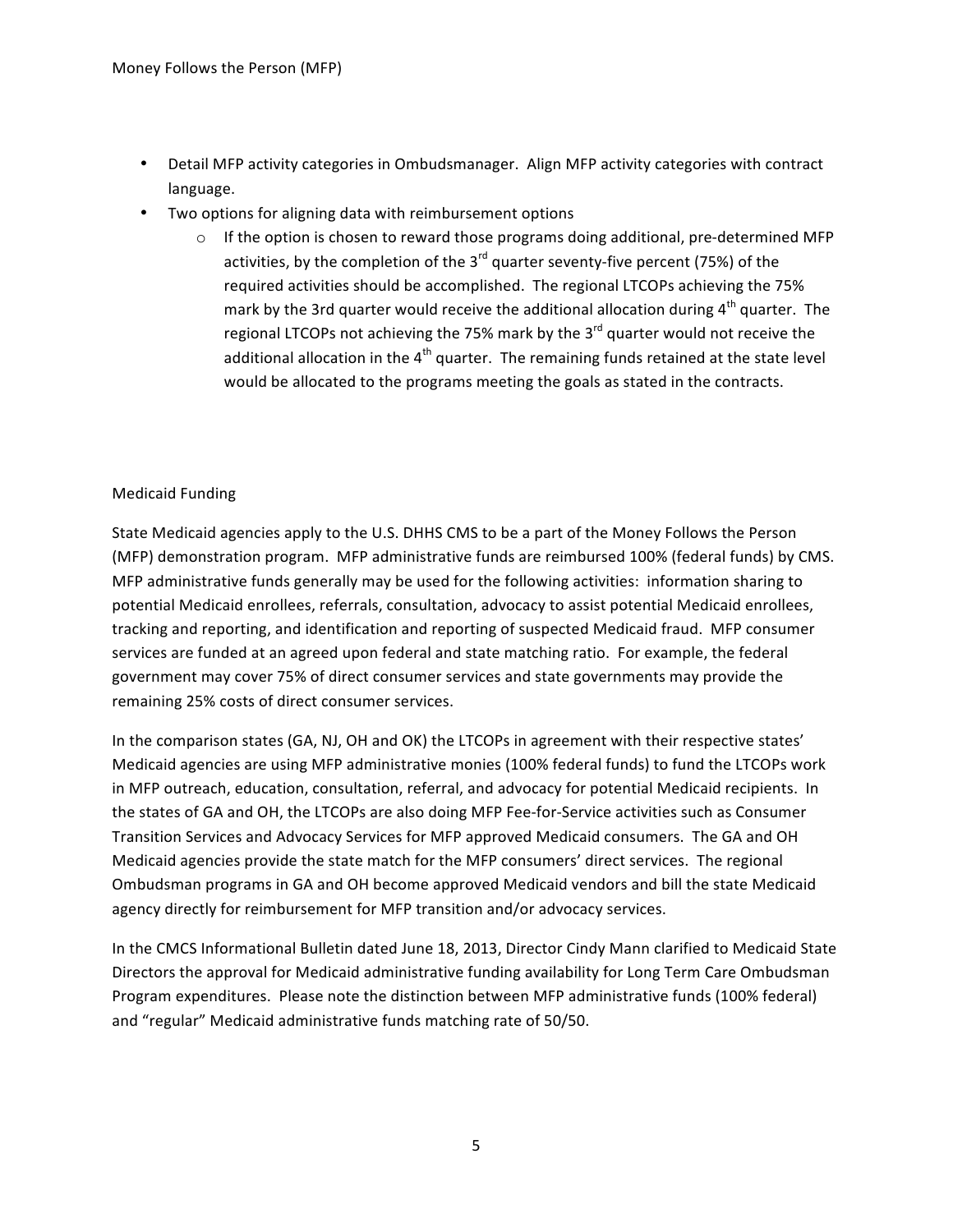- Detail MFP activity categories in Ombudsmanager. Align MFP activity categories with contract language.
- Two options for aligning data with reimbursement options
  - If the option is chosen to reward those programs doing additional, pre-determined MFP activities, by the completion of the 3rd quarter seventy-five percent (75%) of the required activities should be accomplished. The regional LTCOPs achieving the 75% mark by the 3rd quarter would receive the additional allocation during 4th quarter. The regional LTCOPs not achieving the 75% mark by the 3rd quarter would not receive the additional allocation in the 4th quarter. The remaining funds retained at the state level would be allocated to the programs meeting the goals as stated in the contracts.

Medicaid Funding

State Medicaid agencies apply to the U.S. DHHS CMS to be a part of the Money Follows the Person (MFP) demonstration program. MFP administrative funds are reimbursed 100% (federal funds) by CMS. MFP administrative funds generally may be used for the following activities: information sharing to potential Medicaid enrollees, referrals, consultation, advocacy to assist potential Medicaid enrollees, tracking and reporting, and identification and reporting of suspected Medicaid fraud. MFP consumer services are funded at an agreed upon federal and state matching ratio. For example, the federal government may cover 75% of direct consumer services and state governments may provide the remaining 25% costs of direct consumer services.

In the comparison states (GA, NJ, OH and OK) the LTCOPs in agreement with their respective states' Medicaid agencies are using MFP administrative monies (100% federal funds) to fund the LTCOPs work in MFP outreach, education, consultation, referral, and advocacy for potential Medicaid recipients. In the states of GA and OH, the LTCOPs are also doing MFP Fee-for-Service activities such as Consumer Transition Services and Advocacy Services for MFP approved Medicaid consumers. The GA and OH Medicaid agencies provide the state match for the MFP consumers' direct services. The regional Ombudsman programs in GA and OH become approved Medicaid vendors and bill the state Medicaid agency directly for reimbursement for MFP transition and/or advocacy services.

In the CMCS Informational Bulletin dated June 18, 2013, Director Cindy Mann clarified to Medicaid State Directors the approval for Medicaid administrative funding availability for Long Term Care Ombudsman Program expenditures. Please note the distinction between MFP administrative funds (100% federal) and "regular" Medicaid administrative funds matching rate of 50/50.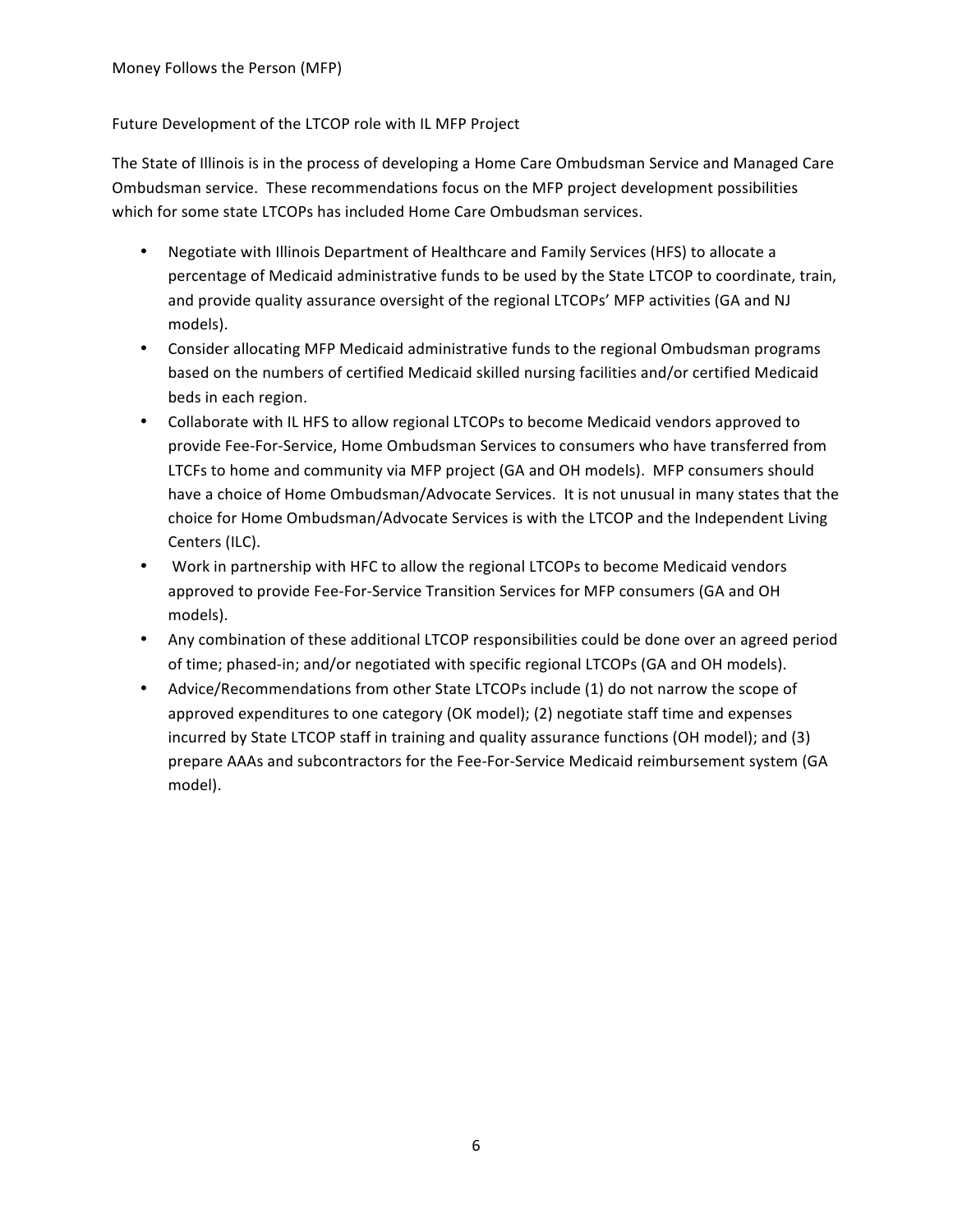Money Follows the Person (MFP)

Future Development of the LTCOP role with IL MFP Project

The State of Illinois is in the process of developing a Home Care Ombudsman Service and Managed Care Ombudsman service. These recommendations focus on the MFP project development possibilities which for some state LTCOPs has included Home Care Ombudsman services.

- Negotiate with Illinois Department of Healthcare and Family Services (HFS) to allocate a percentage of Medicaid administrative funds to be used by the State LTCOP to coordinate, train, and provide quality assurance oversight of the regional LTCOPs' MFP activities (GA and NJ models).
- Consider allocating MFP Medicaid administrative funds to the regional Ombudsman programs based on the numbers of certified Medicaid skilled nursing facilities and/or certified Medicaid beds in each region.
- Collaborate with IL HFS to allow regional LTCOPs to become Medicaid vendors approved to provide Fee-For-Service, Home Ombudsman Services to consumers who have transferred from LTCFs to home and community via MFP project (GA and OH models). MFP consumers should have a choice of Home Ombudsman/Advocate Services. It is not unusual in many states that the choice for Home Ombudsman/Advocate Services is with the LTCOP and the Independent Living Centers (ILC).
- Work in partnership with HFC to allow the regional LTCOPs to become Medicaid vendors approved to provide Fee-For-Service Transition Services for MFP consumers (GA and OH models).
- Any combination of these additional LTCOP responsibilities could be done over an agreed period of time; phased-in; and/or negotiated with specific regional LTCOPs (GA and OH models).
- Advice/Recommendations from other State LTCOPs include (1) do not narrow the scope of approved expenditures to one category (OK model); (2) negotiate staff time and expenses incurred by State LTCOP staff in training and quality assurance functions (OH model); and (3) prepare AAAs and subcontractors for the Fee-For-Service Medicaid reimbursement system (GA model).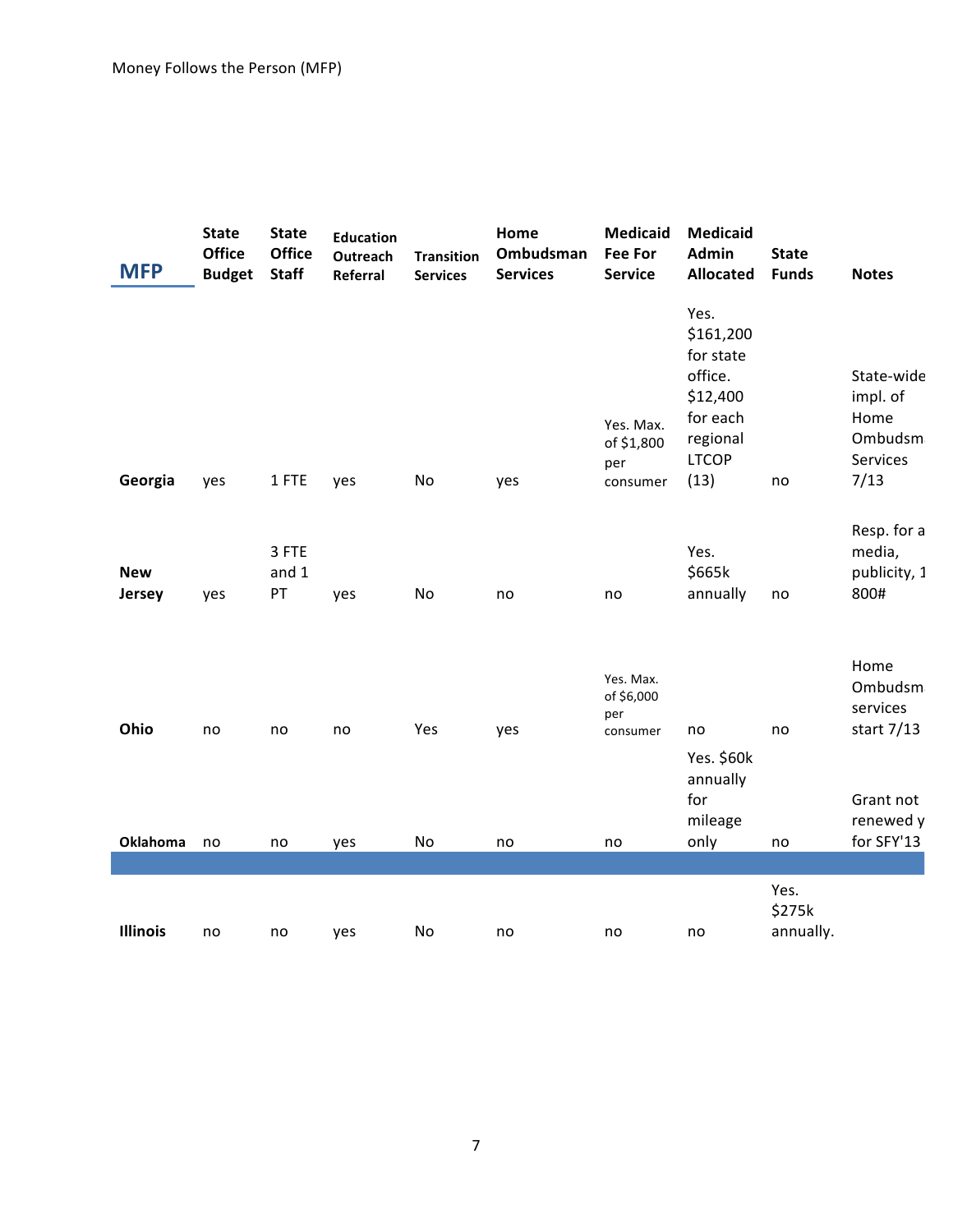Money Follows the Person (MFP)

| MFP | State Office Budget | State Office Staff | Education Outreach Referral | Transition Services | Home Ombudsman Services | Medicaid Fee For Service | Medicaid Admin Allocated | State Funds | Notes |
|---|---|---|---|---|---|---|---|---|---|
| Georgia | yes | 1 FTE | yes | No | yes | Yes. Max. of $1,800 per consumer | Yes. $161,200 for state office. $12,400 for each regional LTCOP (13) | no | State-wide impl. of Home Ombudsm Services 7/13 |
| New Jersey | yes | 3 FTE and 1 PT | yes | No | no | no | Yes. $665k annually | no | Resp. for a media, publicity, 1 800# |
| Ohio | no | no | no | Yes | yes | Yes. Max. of $6,000 per consumer | no | no | Home Ombudsm services start 7/13 |
| Oklahoma | no | no | yes | No | no | no | Yes. $60k annually for mileage only | no | Grant not renewed y for SFY'13 |
| Illinois | no | no | yes | No | no | no | no | Yes. $275k annually. | |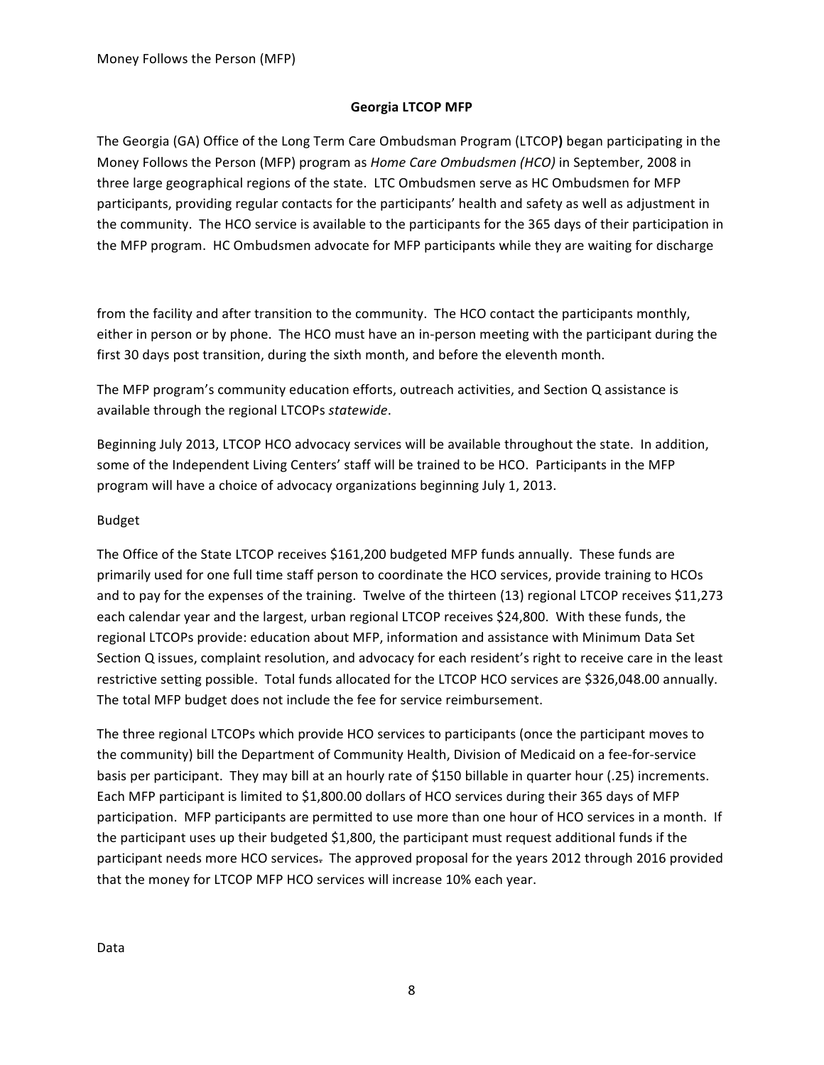## Georgia LTCOP MFP

The Georgia (GA) Office of the Long Term Care Ombudsman Program (LTCOP**)** began participating in the Money Follows the Person (MFP) program as *Home Care Ombudsmen (HCO)* in September, 2008 in three large geographical regions of the state. LTC Ombudsmen serve as HC Ombudsmen for MFP participants, providing regular contacts for the participants' health and safety as well as adjustment in the community. The HCO service is available to the participants for the 365 days of their participation in the MFP program. HC Ombudsmen advocate for MFP participants while they are waiting for discharge

from the facility and after transition to the community. The HCO contact the participants monthly, either in person or by phone. The HCO must have an in-person meeting with the participant during the first 30 days post transition, during the sixth month, and before the eleventh month.

The MFP program's community education efforts, outreach activities, and Section Q assistance is available through the regional LTCOPs *statewide*.

Beginning July 2013, LTCOP HCO advocacy services will be available throughout the state. In addition, some of the Independent Living Centers' staff will be trained to be HCO. Participants in the MFP program will have a choice of advocacy organizations beginning July 1, 2013.

Budget

The Office of the State LTCOP receives $161,200 budgeted MFP funds annually. These funds are primarily used for one full time staff person to coordinate the HCO services, provide training to HCOs and to pay for the expenses of the training. Twelve of the thirteen (13) regional LTCOP receives $11,273 each calendar year and the largest, urban regional LTCOP receives $24,800. With these funds, the regional LTCOPs provide: education about MFP, information and assistance with Minimum Data Set Section Q issues, complaint resolution, and advocacy for each resident's right to receive care in the least restrictive setting possible. Total funds allocated for the LTCOP HCO services are $326,048.00 annually. The total MFP budget does not include the fee for service reimbursement.

The three regional LTCOPs which provide HCO services to participants (once the participant moves to the community) bill the Department of Community Health, Division of Medicaid on a fee-for-service basis per participant. They may bill at an hourly rate of $150 billable in quarter hour (.25) increments. Each MFP participant is limited to $1,800.00 dollars of HCO services during their 365 days of MFP participation. MFP participants are permitted to use more than one hour of HCO services in a month. If the participant uses up their budgeted $1,800, the participant must request additional funds if the participant needs more HCO services. The approved proposal for the years 2012 through 2016 provided that the money for LTCOP MFP HCO services will increase 10% each year.

Data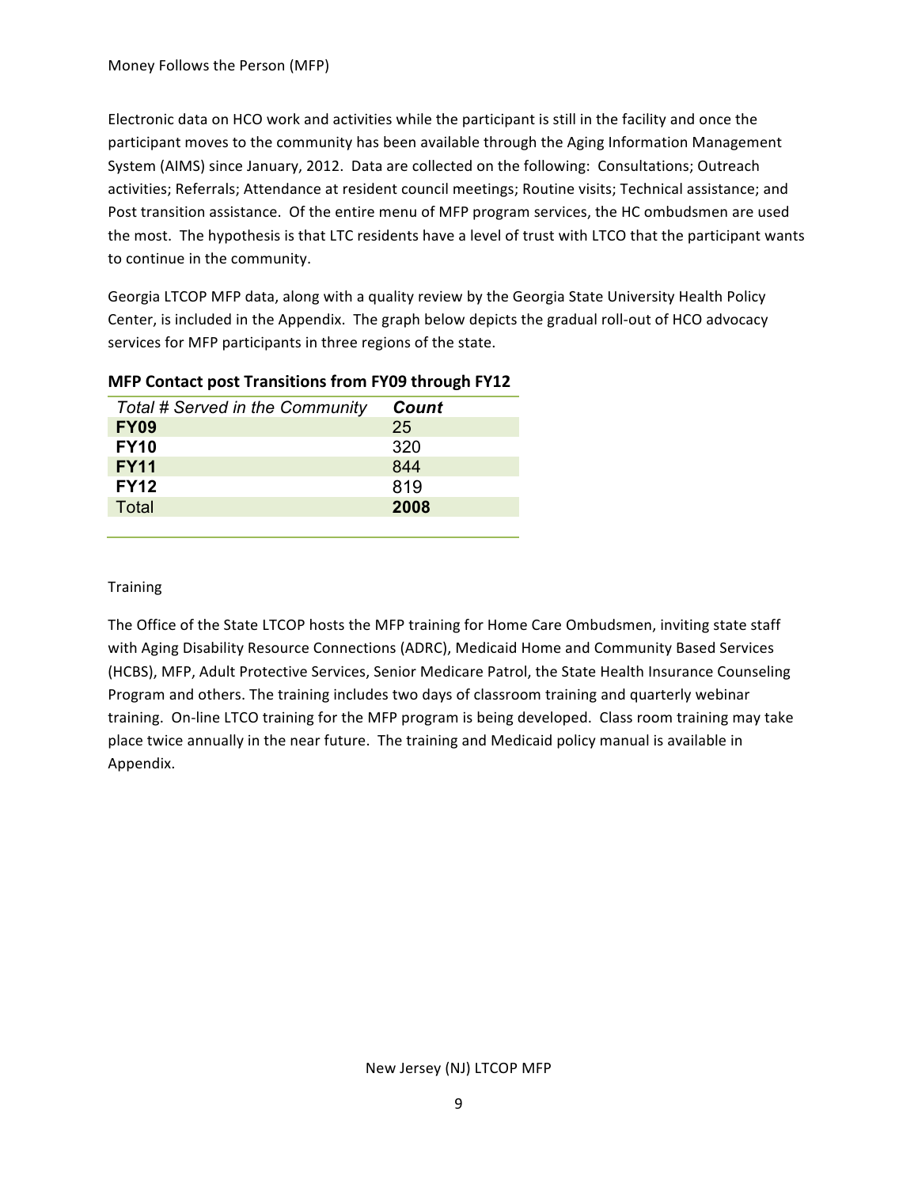Electronic data on HCO work and activities while the participant is still in the facility and once the participant moves to the community has been available through the Aging Information Management System (AIMS) since January, 2012. Data are collected on the following: Consultations; Outreach activities; Referrals; Attendance at resident council meetings; Routine visits; Technical assistance; and Post transition assistance. Of the entire menu of MFP program services, the HC ombudsmen are used the most. The hypothesis is that LTC residents have a level of trust with LTCO that the participant wants to continue in the community.

Georgia LTCOP MFP data, along with a quality review by the Georgia State University Health Policy Center, is included in the Appendix. The graph below depicts the gradual roll-out of HCO advocacy services for MFP participants in three regions of the state.

**MFP Contact post Transitions from FY09 through FY12**

| *Total # Served in the Community* | ***Count*** |
|---|---|
| **FY09** | 25 |
| **FY10** | 320 |
| **FY11** | 844 |
| **FY12** | 819 |
| Total | **2008** |

Training

The Office of the State LTCOP hosts the MFP training for Home Care Ombudsmen, inviting state staff with Aging Disability Resource Connections (ADRC), Medicaid Home and Community Based Services (HCBS), MFP, Adult Protective Services, Senior Medicare Patrol, the State Health Insurance Counseling Program and others. The training includes two days of classroom training and quarterly webinar training. On-line LTCO training for the MFP program is being developed. Class room training may take place twice annually in the near future. The training and Medicaid policy manual is available in Appendix.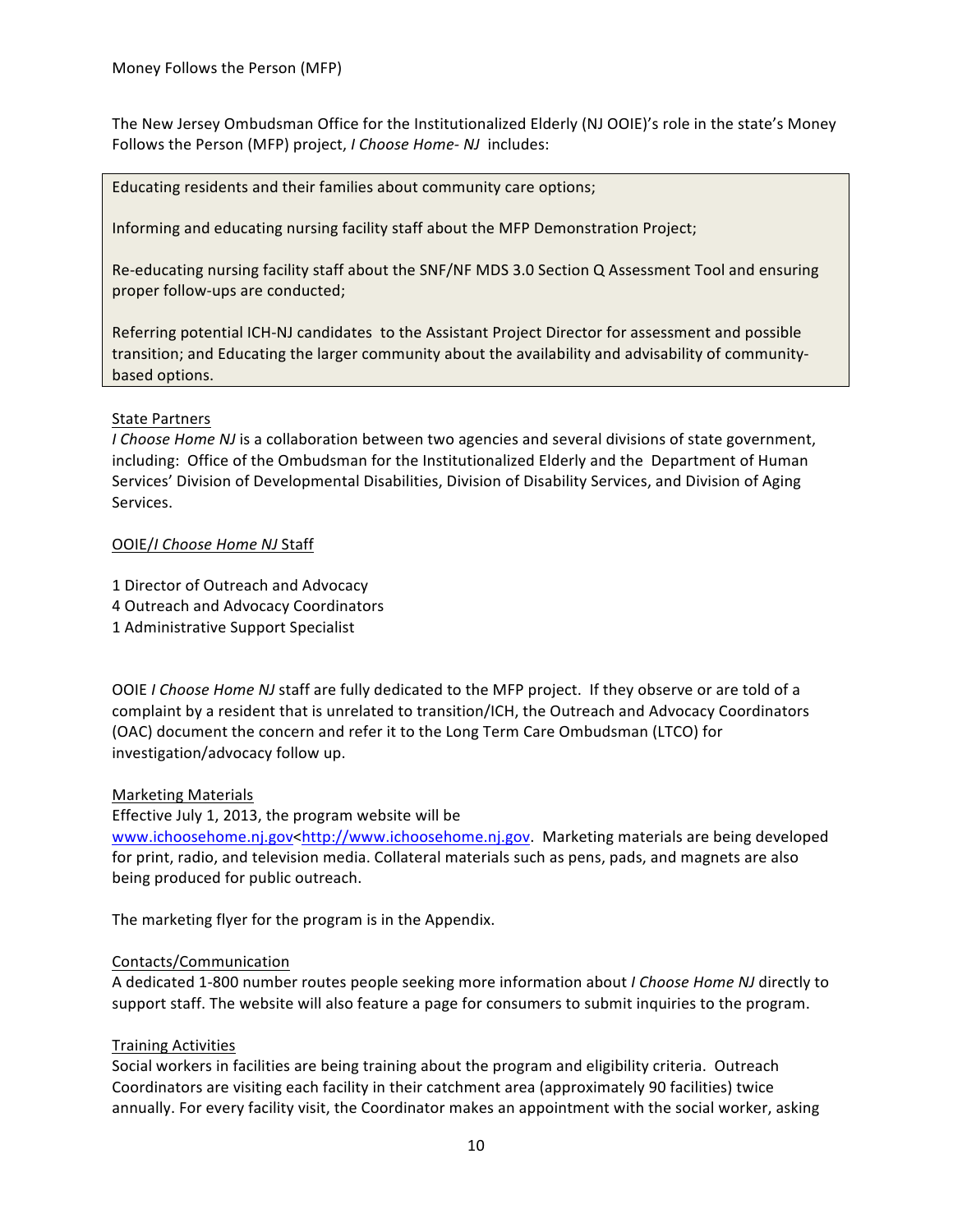Money Follows the Person (MFP)

The New Jersey Ombudsman Office for the Institutionalized Elderly (NJ OOIE)'s role in the state's Money Follows the Person (MFP) project, *I Choose Home- NJ* includes:

> Educating residents and their families about community care options;
>
> Informing and educating nursing facility staff about the MFP Demonstration Project;
>
> Re-educating nursing facility staff about the SNF/NF MDS 3.0 Section Q Assessment Tool and ensuring proper follow-ups are conducted;
>
> Referring potential ICH-NJ candidates to the Assistant Project Director for assessment and possible transition; and Educating the larger community about the availability and advisability of community-based options.

<u>State Partners</u>

*I Choose Home NJ* is a collaboration between two agencies and several divisions of state government, including: Office of the Ombudsman for the Institutionalized Elderly and the Department of Human Services' Division of Developmental Disabilities, Division of Disability Services, and Division of Aging Services.

<u>OOIE/*I Choose Home NJ* Staff</u>

1 Director of Outreach and Advocacy
4 Outreach and Advocacy Coordinators
1 Administrative Support Specialist

OOIE *I Choose Home NJ* staff are fully dedicated to the MFP project. If they observe or are told of a complaint by a resident that is unrelated to transition/ICH, the Outreach and Advocacy Coordinators (OAC) document the concern and refer it to the Long Term Care Ombudsman (LTCO) for investigation/advocacy follow up.

<u>Marketing Materials</u>

Effective July 1, 2013, the program website will be www.ichoosehome.nj.gov<http://www.ichoosehome.nj.gov>. Marketing materials are being developed for print, radio, and television media. Collateral materials such as pens, pads, and magnets are also being produced for public outreach.

The marketing flyer for the program is in the Appendix.

<u>Contacts/Communication</u>

A dedicated 1-800 number routes people seeking more information about *I Choose Home NJ* directly to support staff. The website will also feature a page for consumers to submit inquiries to the program.

<u>Training Activities</u>

Social workers in facilities are being training about the program and eligibility criteria. Outreach Coordinators are visiting each facility in their catchment area (approximately 90 facilities) twice annually. For every facility visit, the Coordinator makes an appointment with the social worker, asking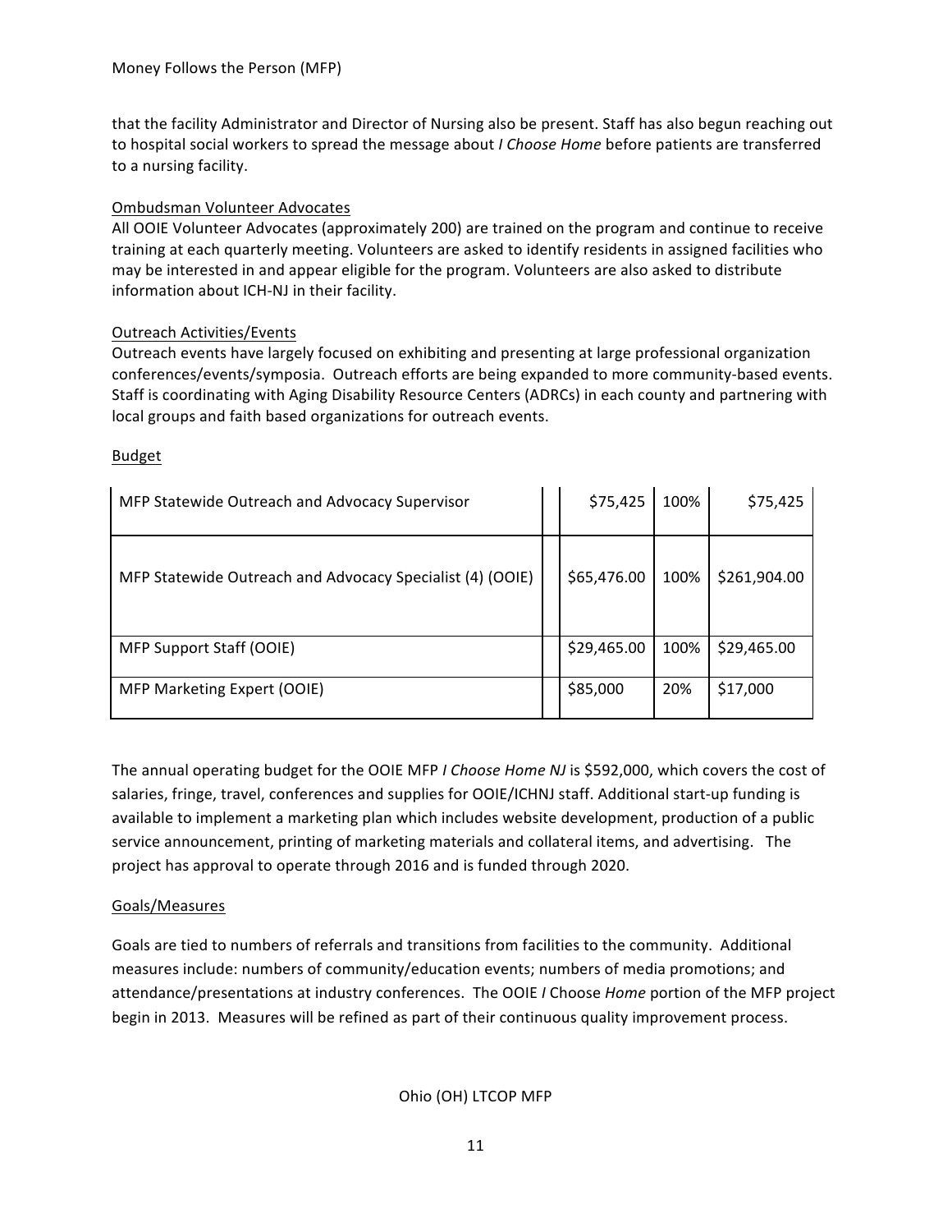that the facility Administrator and Director of Nursing also be present. Staff has also begun reaching out to hospital social workers to spread the message about *I Choose Home* before patients are transferred to a nursing facility.

Ombudsman Volunteer Advocates

All OOIE Volunteer Advocates (approximately 200) are trained on the program and continue to receive training at each quarterly meeting. Volunteers are asked to identify residents in assigned facilities who may be interested in and appear eligible for the program. Volunteers are also asked to distribute information about ICH-NJ in their facility.

Outreach Activities/Events

Outreach events have largely focused on exhibiting and presenting at large professional organization conferences/events/symposia. Outreach efforts are being expanded to more community-based events. Staff is coordinating with Aging Disability Resource Centers (ADRCs) in each county and partnering with local groups and faith based organizations for outreach events.

Budget

| | | | | |
|---|---|---|---|---|
| MFP Statewide Outreach and Advocacy Supervisor | | $75,425 | 100% | $75,425 |
| MFP Statewide Outreach and Advocacy Specialist (4) (OOIE) | | $65,476.00 | 100% | $261,904.00 |
| MFP Support Staff (OOIE) | | $29,465.00 | 100% | $29,465.00 |
| MFP Marketing Expert (OOIE) | | $85,000 | 20% | $17,000 |

The annual operating budget for the OOIE MFP *I Choose Home NJ* is $592,000, which covers the cost of salaries, fringe, travel, conferences and supplies for OOIE/ICHNJ staff. Additional start-up funding is available to implement a marketing plan which includes website development, production of a public service announcement, printing of marketing materials and collateral items, and advertising. The project has approval to operate through 2016 and is funded through 2020.

Goals/Measures

Goals are tied to numbers of referrals and transitions from facilities to the community. Additional measures include: numbers of community/education events; numbers of media promotions; and attendance/presentations at industry conferences. The OOIE *I* Choose *Home* portion of the MFP project begin in 2013. Measures will be refined as part of their continuous quality improvement process.

Ohio (OH) LTCOP MFP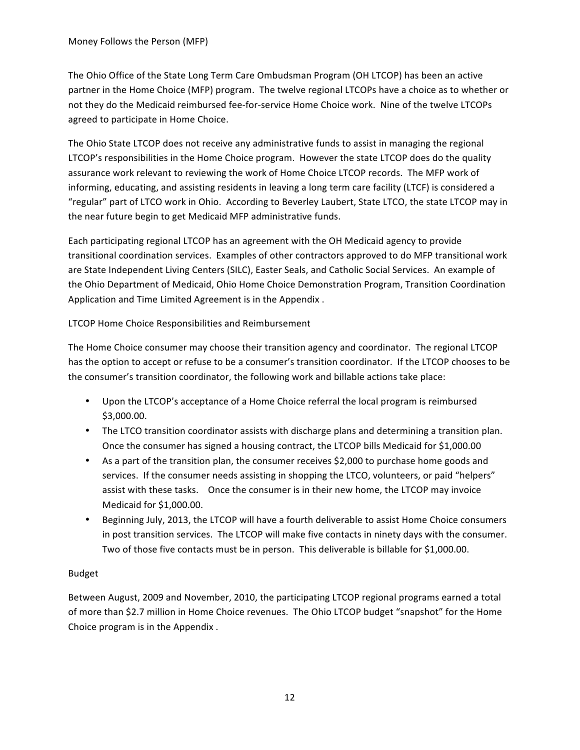## Money Follows the Person (MFP)

The Ohio Office of the State Long Term Care Ombudsman Program (OH LTCOP) has been an active partner in the Home Choice (MFP) program. The twelve regional LTCOPs have a choice as to whether or not they do the Medicaid reimbursed fee-for-service Home Choice work. Nine of the twelve LTCOPs agreed to participate in Home Choice.

The Ohio State LTCOP does not receive any administrative funds to assist in managing the regional LTCOP's responsibilities in the Home Choice program. However the state LTCOP does do the quality assurance work relevant to reviewing the work of Home Choice LTCOP records. The MFP work of informing, educating, and assisting residents in leaving a long term care facility (LTCF) is considered a "regular" part of LTCO work in Ohio. According to Beverley Laubert, State LTCO, the state LTCOP may in the near future begin to get Medicaid MFP administrative funds.

Each participating regional LTCOP has an agreement with the OH Medicaid agency to provide transitional coordination services. Examples of other contractors approved to do MFP transitional work are State Independent Living Centers (SILC), Easter Seals, and Catholic Social Services. An example of the Ohio Department of Medicaid, Ohio Home Choice Demonstration Program, Transition Coordination Application and Time Limited Agreement is in the Appendix .

### LTCOP Home Choice Responsibilities and Reimbursement

The Home Choice consumer may choose their transition agency and coordinator. The regional LTCOP has the option to accept or refuse to be a consumer's transition coordinator. If the LTCOP chooses to be the consumer's transition coordinator, the following work and billable actions take place:

- Upon the LTCOP's acceptance of a Home Choice referral the local program is reimbursed $3,000.00.
- The LTCO transition coordinator assists with discharge plans and determining a transition plan. Once the consumer has signed a housing contract, the LTCOP bills Medicaid for $1,000.00
- As a part of the transition plan, the consumer receives $2,000 to purchase home goods and services. If the consumer needs assisting in shopping the LTCO, volunteers, or paid "helpers" assist with these tasks. Once the consumer is in their new home, the LTCOP may invoice Medicaid for $1,000.00.
- Beginning July, 2013, the LTCOP will have a fourth deliverable to assist Home Choice consumers in post transition services. The LTCOP will make five contacts in ninety days with the consumer. Two of those five contacts must be in person. This deliverable is billable for $1,000.00.

### Budget

Between August, 2009 and November, 2010, the participating LTCOP regional programs earned a total of more than $2.7 million in Home Choice revenues. The Ohio LTCOP budget "snapshot" for the Home Choice program is in the Appendix .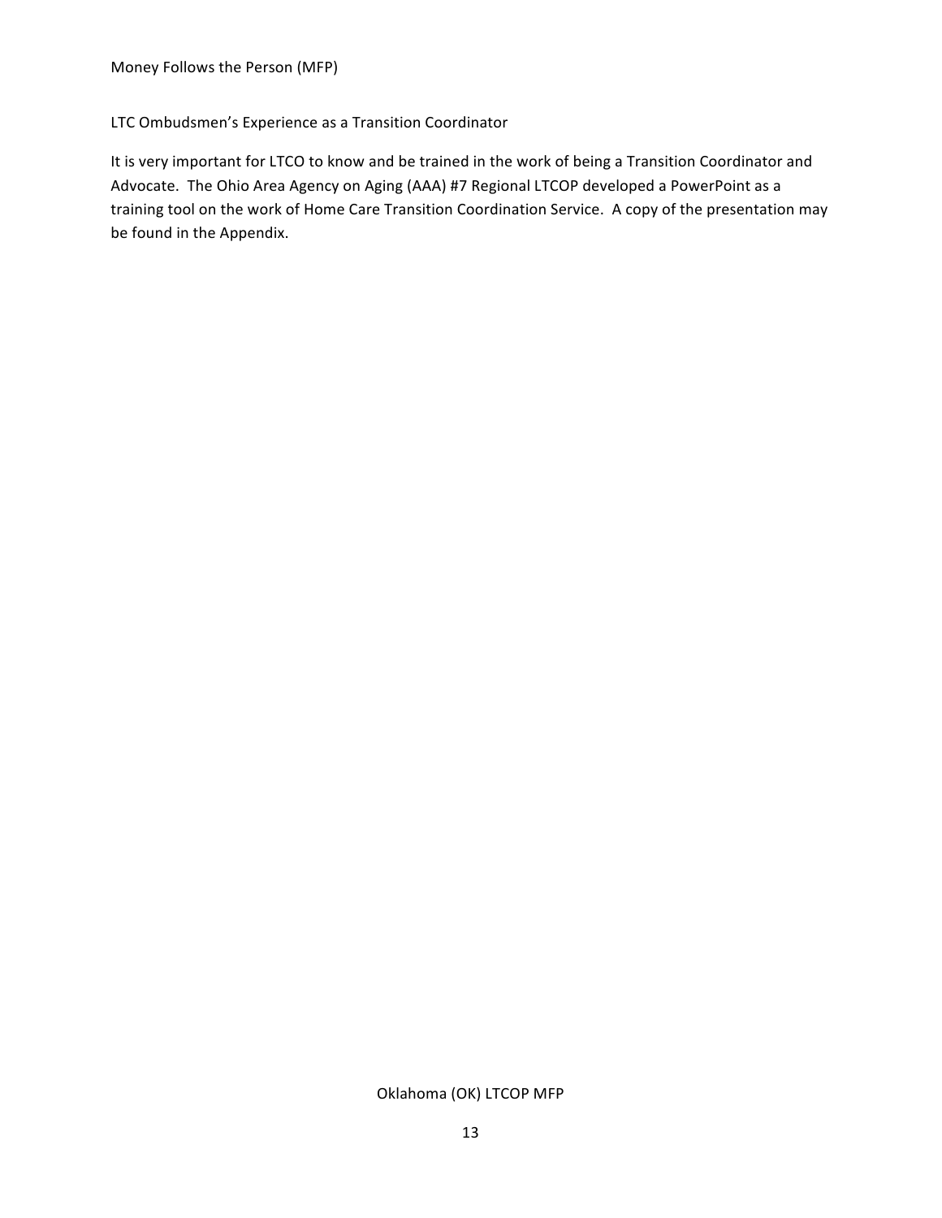## LTC Ombudsmen's Experience as a Transition Coordinator

It is very important for LTCO to know and be trained in the work of being a Transition Coordinator and Advocate. The Ohio Area Agency on Aging (AAA) #7 Regional LTCOP developed a PowerPoint as a training tool on the work of Home Care Transition Coordination Service. A copy of the presentation may be found in the Appendix.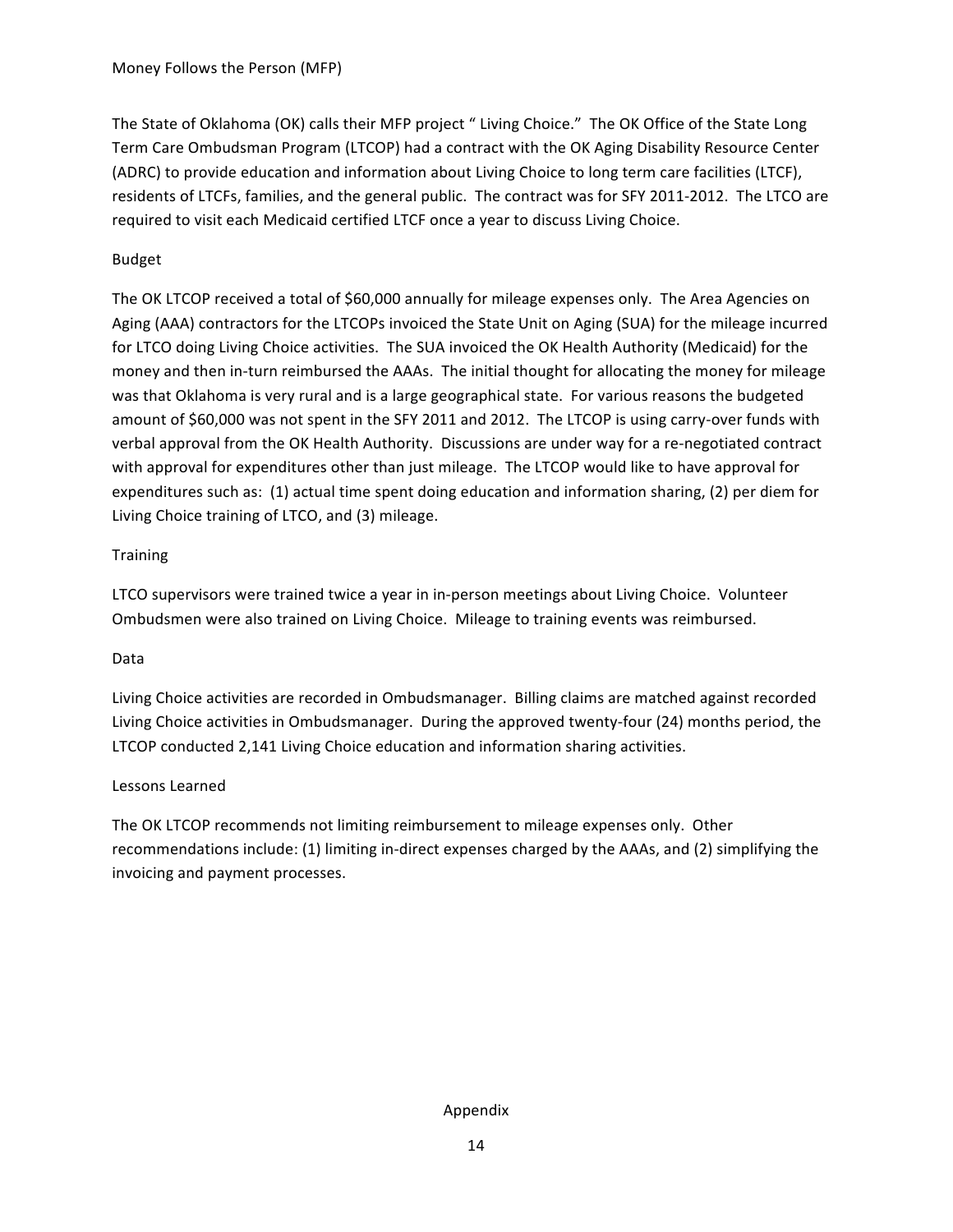## Money Follows the Person (MFP)

The State of Oklahoma (OK) calls their MFP project " Living Choice." The OK Office of the State Long Term Care Ombudsman Program (LTCOP) had a contract with the OK Aging Disability Resource Center (ADRC) to provide education and information about Living Choice to long term care facilities (LTCF), residents of LTCFs, families, and the general public. The contract was for SFY 2011-2012. The LTCO are required to visit each Medicaid certified LTCF once a year to discuss Living Choice.

### Budget

The OK LTCOP received a total of $60,000 annually for mileage expenses only. The Area Agencies on Aging (AAA) contractors for the LTCOPs invoiced the State Unit on Aging (SUA) for the mileage incurred for LTCO doing Living Choice activities. The SUA invoiced the OK Health Authority (Medicaid) for the money and then in-turn reimbursed the AAAs. The initial thought for allocating the money for mileage was that Oklahoma is very rural and is a large geographical state. For various reasons the budgeted amount of $60,000 was not spent in the SFY 2011 and 2012. The LTCOP is using carry-over funds with verbal approval from the OK Health Authority. Discussions are under way for a re-negotiated contract with approval for expenditures other than just mileage. The LTCOP would like to have approval for expenditures such as: (1) actual time spent doing education and information sharing, (2) per diem for Living Choice training of LTCO, and (3) mileage.

### Training

LTCO supervisors were trained twice a year in in-person meetings about Living Choice. Volunteer Ombudsmen were also trained on Living Choice. Mileage to training events was reimbursed.

### Data

Living Choice activities are recorded in Ombudsmanager. Billing claims are matched against recorded Living Choice activities in Ombudsmanager. During the approved twenty-four (24) months period, the LTCOP conducted 2,141 Living Choice education and information sharing activities.

### Lessons Learned

The OK LTCOP recommends not limiting reimbursement to mileage expenses only. Other recommendations include: (1) limiting in-direct expenses charged by the AAAs, and (2) simplifying the invoicing and payment processes.

Appendix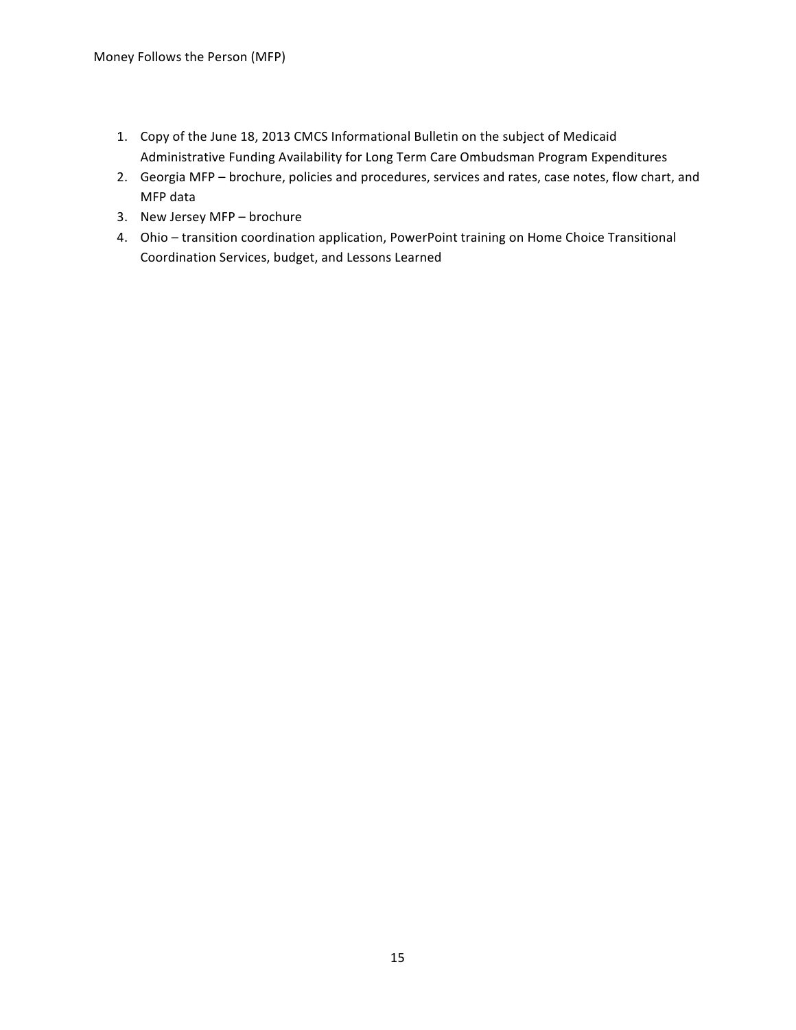1. Copy of the June 18, 2013 CMCS Informational Bulletin on the subject of Medicaid Administrative Funding Availability for Long Term Care Ombudsman Program Expenditures
2. Georgia MFP – brochure, policies and procedures, services and rates, case notes, flow chart, and MFP data
3. New Jersey MFP – brochure
4. Ohio – transition coordination application, PowerPoint training on Home Choice Transitional Coordination Services, budget, and Lessons Learned